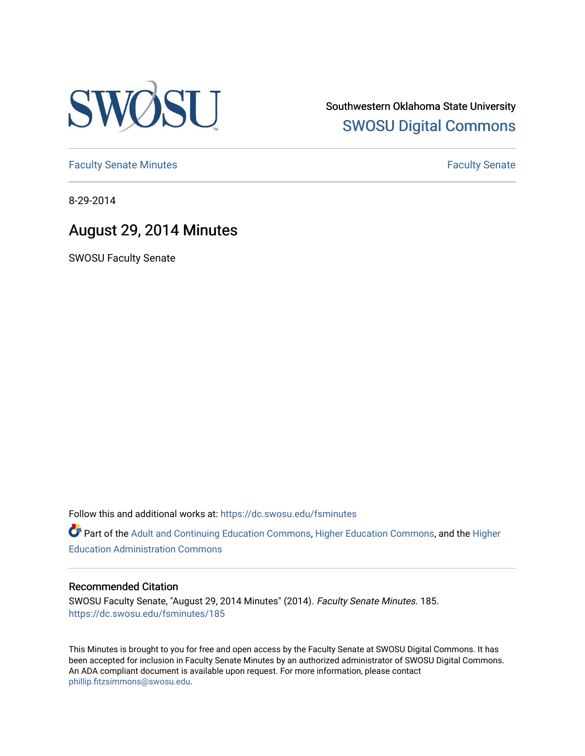Southwestern Oklahoma State University

SWOSU Digital Commons

Faculty Senate Minutes

Faculty Senate

8-29-2014

# August 29, 2014 Minutes

SWOSU Faculty Senate

Follow this and additional works at: https://dc.swosu.edu/fsminutes

Part of the Adult and Continuing Education Commons, Higher Education Commons, and the Higher Education Administration Commons

## Recommended Citation

SWOSU Faculty Senate, "August 29, 2014 Minutes" (2014). *Faculty Senate Minutes*. 185.
https://dc.swosu.edu/fsminutes/185

This Minutes is brought to you for free and open access by the Faculty Senate at SWOSU Digital Commons. It has been accepted for inclusion in Faculty Senate Minutes by an authorized administrator of SWOSU Digital Commons. An ADA compliant document is available upon request. For more information, please contact phillip.fitzsimmons@swosu.edu.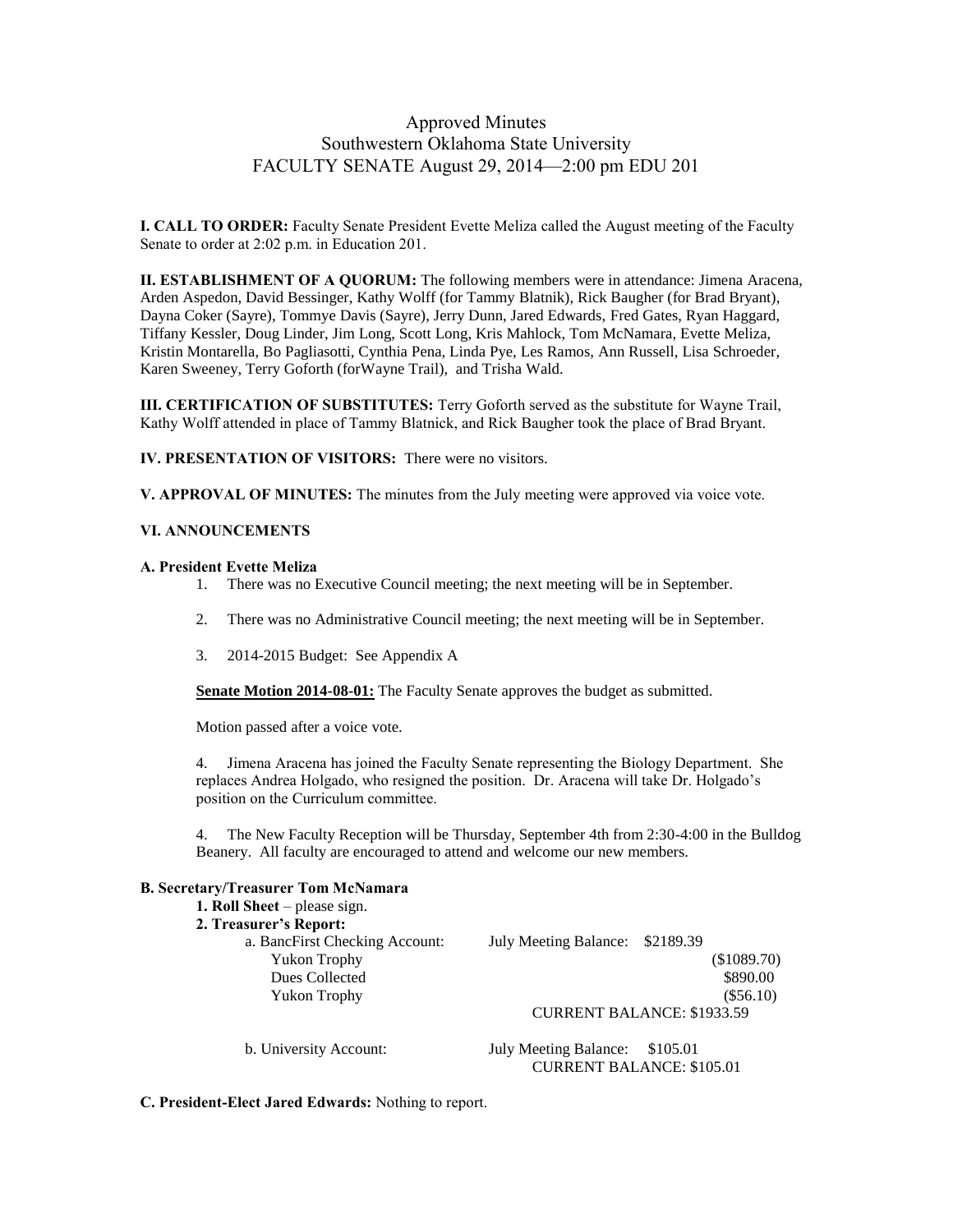# Approved Minutes
## Southwestern Oklahoma State University
## FACULTY SENATE August 29, 2014—2:00 pm EDU 201

**I. CALL TO ORDER:** Faculty Senate President Evette Meliza called the August meeting of the Faculty Senate to order at 2:02 p.m. in Education 201.

**II. ESTABLISHMENT OF A QUORUM:** The following members were in attendance: Jimena Aracena, Arden Aspedon, David Bessinger, Kathy Wolff (for Tammy Blatnik), Rick Baugher (for Brad Bryant), Dayna Coker (Sayre), Tommye Davis (Sayre), Jerry Dunn, Jared Edwards, Fred Gates, Ryan Haggard, Tiffany Kessler, Doug Linder, Jim Long, Scott Long, Kris Mahlock, Tom McNamara, Evette Meliza, Kristin Montarella, Bo Pagliasotti, Cynthia Pena, Linda Pye, Les Ramos, Ann Russell, Lisa Schroeder, Karen Sweeney, Terry Goforth (forWayne Trail), and Trisha Wald.

**III. CERTIFICATION OF SUBSTITUTES:** Terry Goforth served as the substitute for Wayne Trail, Kathy Wolff attended in place of Tammy Blatnick, and Rick Baugher took the place of Brad Bryant.

**IV. PRESENTATION OF VISITORS:** There were no visitors.

**V. APPROVAL OF MINUTES:** The minutes from the July meeting were approved via voice vote.

**VI. ANNOUNCEMENTS**

**A. President Evette Meliza**

1. There was no Executive Council meeting; the next meeting will be in September.

2. There was no Administrative Council meeting; the next meeting will be in September.

3. 2014-2015 Budget: See Appendix A

**Senate Motion 2014-08-01:** The Faculty Senate approves the budget as submitted.

Motion passed after a voice vote.

4. Jimena Aracena has joined the Faculty Senate representing the Biology Department. She replaces Andrea Holgado, who resigned the position. Dr. Aracena will take Dr. Holgado's position on the Curriculum committee.

4. The New Faculty Reception will be Thursday, September 4th from 2:30-4:00 in the Bulldog Beanery. All faculty are encouraged to attend and welcome our new members.

**B. Secretary/Treasurer Tom McNamara**

**1. Roll Sheet** – please sign.

**2. Treasurer's Report:**

| | | |
|---|---|---|
| a. BancFirst Checking Account: | July Meeting Balance: $2189.39 | |
| Yukon Trophy | | ($1089.70) |
| Dues Collected | | $890.00 |
| Yukon Trophy | | ($56.10) |
| | CURRENT BALANCE: $1933.59 | |
| b. University Account: | July Meeting Balance: $105.01 | |
| | CURRENT BALANCE: $105.01 | |

**C. President-Elect Jared Edwards:** Nothing to report.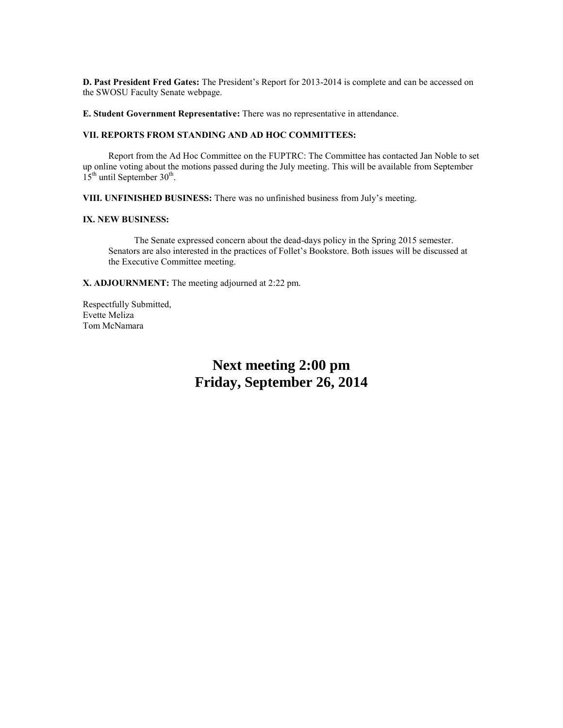**D. Past President Fred Gates:** The President's Report for 2013-2014 is complete and can be accessed on the SWOSU Faculty Senate webpage.

**E. Student Government Representative:** There was no representative in attendance.

**VII. REPORTS FROM STANDING AND AD HOC COMMITTEES:**

Report from the Ad Hoc Committee on the FUPTRC: The Committee has contacted Jan Noble to set up online voting about the motions passed during the July meeting. This will be available from September 15th until September 30th.

**VIII. UNFINISHED BUSINESS:** There was no unfinished business from July's meeting.

**IX. NEW BUSINESS:**

The Senate expressed concern about the dead-days policy in the Spring 2015 semester. Senators are also interested in the practices of Follet's Bookstore. Both issues will be discussed at the Executive Committee meeting.

**X. ADJOURNMENT:** The meeting adjourned at 2:22 pm.

Respectfully Submitted,
Evette Meliza
Tom McNamara

## Next meeting 2:00 pm
## Friday, September 26, 2014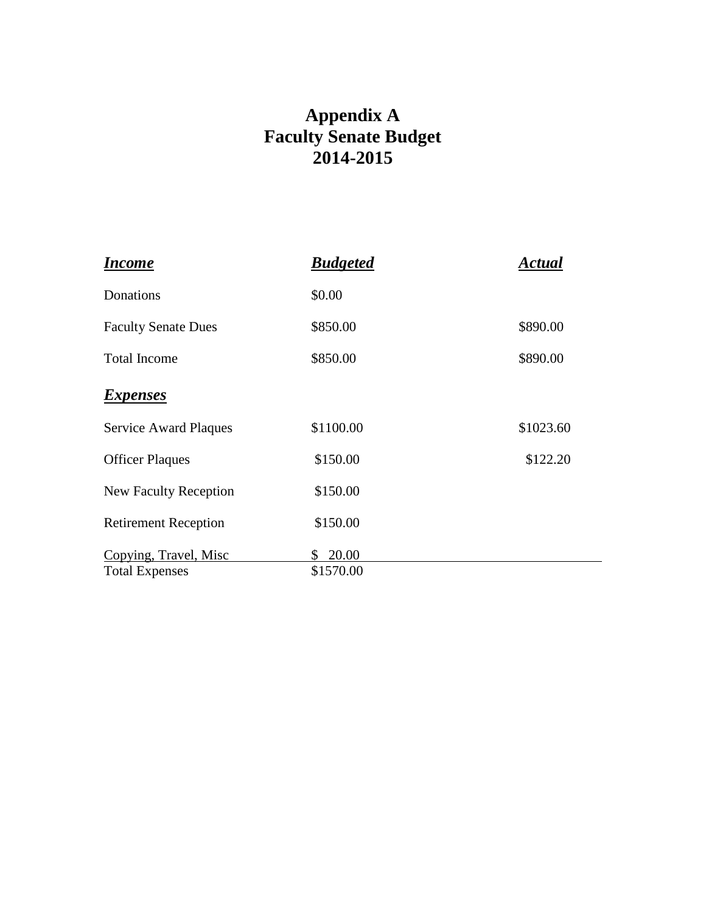# Appendix A
# Faculty Senate Budget
# 2014-2015

| ***Income*** | ***Budgeted*** | ***Actual*** |
|---|---|---|
| Donations | $0.00 | |
| Faculty Senate Dues | $850.00 | $890.00 |
| Total Income | $850.00 | $890.00 |
| ***Expenses*** | | |
| Service Award Plaques | $1100.00 | $1023.60 |
| Officer Plaques | $150.00 | $122.20 |
| New Faculty Reception | $150.00 | |
| Retirement Reception | $150.00 | |
| Copying, Travel, Misc | $ 20.00 | |
| Total Expenses | $1570.00 | |